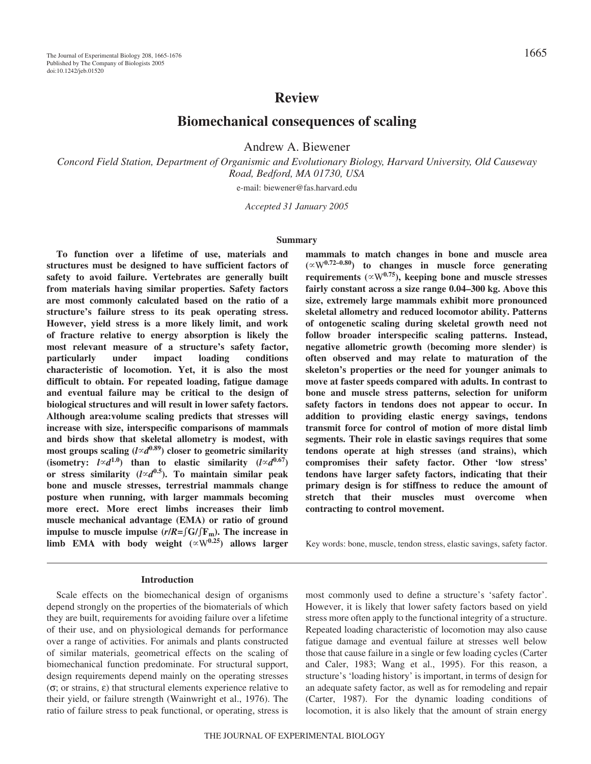# Review

## Biomechanical consequences of scaling

Andrew A. Biewener

*Concord Field Station, Department of Organismic and Evolutionary Biology, Harvard University, Old Causeway Road, Bedford, MA 01730, USA*

e-mail: biewener@fas.harvard.edu

*Accepted 31 January 2005*

### Summary

**To function over a lifetime of use, materials and structures must be designed to have sufficient factors of safety to avoid failure. Vertebrates are generally built from materials having similar properties. Safety factors are most commonly calculated based on the ratio of a structure's failure stress to its peak operating stress. However, yield stress is a more likely limit, and work of fracture relative to energy absorption is likely the most relevant measure of a structure's safety factor, particularly under impact loading conditions characteristic of locomotion. Yet, it is also the most difficult to obtain. For repeated loading, fatigue damage and eventual failure may be critical to the design of biological structures and will result in lower safety factors. Although area:volume scaling predicts that stresses will increase with size, interspecific comparisons of mammals and birds show that skeletal allometry is modest, with most groups scaling ($l \propto d^{0.89}$) closer to geometric similarity (isometry: $l \propto d^{1.0}$) than to elastic similarity ($l \propto d^{0.67}$) or stress similarity ($l \propto d^{0.5}$). To maintain similar peak bone and muscle stresses, terrestrial mammals change posture when running, with larger mammals becoming more erect. More erect limbs increases their limb muscle mechanical advantage (EMA) or ratio of ground impulse to muscle impulse ($r/R = \int G / \int F_m$). The increase in limb EMA with body weight ($\propto W^{0.25}$) allows larger mammals to match changes in bone and muscle area ($\propto W^{0.72\text{–}0.80}$) to changes in muscle force generating requirements ($\propto W^{0.75}$), keeping bone and muscle stresses fairly constant across a size range 0.04–300 kg. Above this size, extremely large mammals exhibit more pronounced skeletal allometry and reduced locomotor ability. Patterns of ontogenetic scaling during skeletal growth need not follow broader interspecific scaling patterns. Instead, negative allometric growth (becoming more slender) is often observed and may relate to maturation of the skeleton's properties or the need for younger animals to move at faster speeds compared with adults. In contrast to bone and muscle stress patterns, selection for uniform safety factors in tendons does not appear to occur. In addition to providing elastic energy savings, tendons transmit force for control of motion of more distal limb segments. Their role in elastic savings requires that some tendons operate at high stresses (and strains), which compromises their safety factor. Other 'low stress' tendons have larger safety factors, indicating that their primary design is for stiffness to reduce the amount of stretch that their muscles must overcome when contracting to control movement.**

Key words: bone, muscle, tendon stress, elastic savings, safety factor.

### Introduction

Scale effects on the biomechanical design of organisms depend strongly on the properties of the biomaterials of which they are built, requirements for avoiding failure over a lifetime of their use, and on physiological demands for performance over a range of activities. For animals and plants constructed of similar materials, geometrical effects on the scaling of biomechanical function predominate. For structural support, design requirements depend mainly on the operating stresses ($\sigma$; or strains, $\varepsilon$) that structural elements experience relative to their yield, or failure strength (Wainwright et al., 1976). The ratio of failure stress to peak functional, or operating, stress is most commonly used to define a structure's 'safety factor'. However, it is likely that lower safety factors based on yield stress more often apply to the functional integrity of a structure. Repeated loading characteristic of locomotion may also cause fatigue damage and eventual failure at stresses well below those that cause failure in a single or few loading cycles (Carter and Caler, 1983; Wang et al., 1995). For this reason, a structure's 'loading history' is important, in terms of design for an adequate safety factor, as well as for remodeling and repair (Carter, 1987). For the dynamic loading conditions of locomotion, it is also likely that the amount of strain energy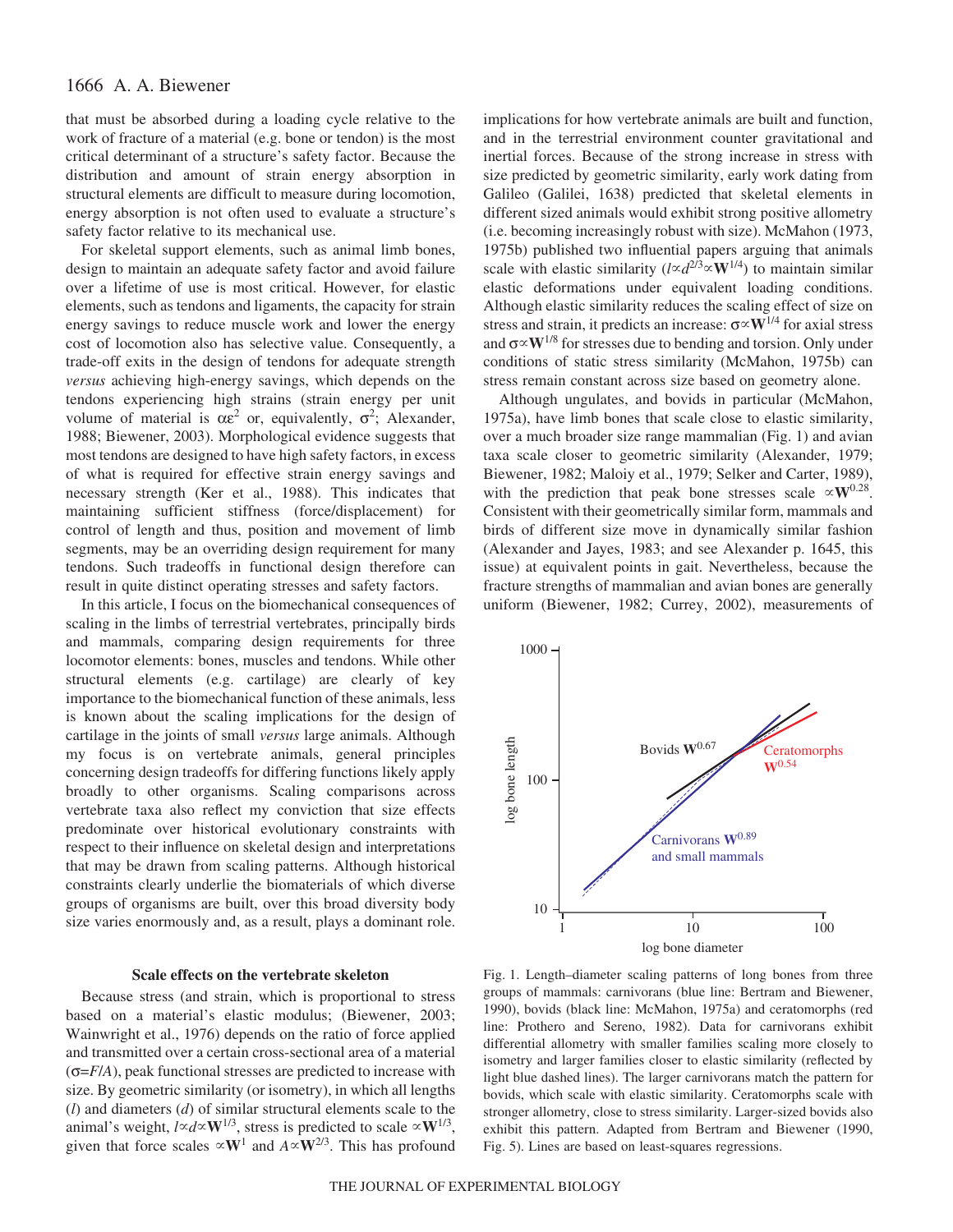that must be absorbed during a loading cycle relative to the work of fracture of a material (e.g. bone or tendon) is the most critical determinant of a structure's safety factor. Because the distribution and amount of strain energy absorption in structural elements are difficult to measure during locomotion, energy absorption is not often used to evaluate a structure's safety factor relative to its mechanical use.

For skeletal support elements, such as animal limb bones, design to maintain an adequate safety factor and avoid failure over a lifetime of use is most critical. However, for elastic elements, such as tendons and ligaments, the capacity for strain energy savings to reduce muscle work and lower the energy cost of locomotion also has selective value. Consequently, a trade-off exits in the design of tendons for adequate strength *versus* achieving high-energy savings, which depends on the tendons experiencing high strains (strain energy per unit volume of material is $\alpha\varepsilon^2$ or, equivalently, $\sigma^2$; Alexander, 1988; Biewener, 2003). Morphological evidence suggests that most tendons are designed to have high safety factors, in excess of what is required for effective strain energy savings and necessary strength (Ker et al., 1988). This indicates that maintaining sufficient stiffness (force/displacement) for control of length and thus, position and movement of limb segments, may be an overriding design requirement for many tendons. Such tradeoffs in functional design therefore can result in quite distinct operating stresses and safety factors.

In this article, I focus on the biomechanical consequences of scaling in the limbs of terrestrial vertebrates, principally birds and mammals, comparing design requirements for three locomotor elements: bones, muscles and tendons. While other structural elements (e.g. cartilage) are clearly of key importance to the biomechanical function of these animals, less is known about the scaling implications for the design of cartilage in the joints of small *versus* large animals. Although my focus is on vertebrate animals, general principles concerning design tradeoffs for differing functions likely apply broadly to other organisms. Scaling comparisons across vertebrate taxa also reflect my conviction that size effects predominate over historical evolutionary constraints with respect to their influence on skeletal design and interpretations that may be drawn from scaling patterns. Although historical constraints clearly underlie the biomaterials of which diverse groups of organisms are built, over this broad diversity body size varies enormously and, as a result, plays a dominant role.

### Scale effects on the vertebrate skeleton

Because stress (and strain, which is proportional to stress based on a material's elastic modulus; (Biewener, 2003; Wainwright et al., 1976) depends on the ratio of force applied and transmitted over a certain cross-sectional area of a material ($\sigma=F/A$), peak functional stresses are predicted to increase with size. By geometric similarity (or isometry), in which all lengths ($l$) and diameters ($d$) of similar structural elements scale to the animal's weight, $l\propto d\propto \mathbf{W}^{1/3}$, stress is predicted to scale $\propto\mathbf{W}^{1/3}$, given that force scales $\propto\mathbf{W}^1$ and $A\propto\mathbf{W}^{2/3}$. This has profound implications for how vertebrate animals are built and function, and in the terrestrial environment counter gravitational and inertial forces. Because of the strong increase in stress with size predicted by geometric similarity, early work dating from Galileo (Galilei, 1638) predicted that skeletal elements in different sized animals would exhibit strong positive allometry (i.e. becoming increasingly robust with size). McMahon (1973, 1975b) published two influential papers arguing that animals scale with elastic similarity ($l\propto d^{2/3}\propto\mathbf{W}^{1/4}$) to maintain similar elastic deformations under equivalent loading conditions. Although elastic similarity reduces the scaling effect of size on stress and strain, it predicts an increase: $\sigma\propto\mathbf{W}^{1/4}$ for axial stress and $\sigma\propto\mathbf{W}^{1/8}$ for stresses due to bending and torsion. Only under conditions of static stress similarity (McMahon, 1975b) can stress remain constant across size based on geometry alone.

Although ungulates, and bovids in particular (McMahon, 1975a), have limb bones that scale close to elastic similarity, over a much broader size range mammalian (Fig. 1) and avian taxa scale closer to geometric similarity (Alexander, 1979; Biewener, 1982; Maloiy et al., 1979; Selker and Carter, 1989), with the prediction that peak bone stresses scale $\propto\mathbf{W}^{0.28}$. Consistent with their geometrically similar form, mammals and birds of different size move in dynamically similar fashion (Alexander and Jayes, 1983; and see Alexander p. 1645, this issue) at equivalent points in gait. Nevertheless, because the fracture strengths of mammalian and avian bones are generally uniform (Biewener, 1982; Currey, 2002), measurements of

Fig. 1. Length–diameter scaling patterns of long bones from three groups of mammals: carnivorans (blue line: Bertram and Biewener, 1990), bovids (black line: McMahon, 1975a) and ceratomorphs (red line: Prothero and Sereno, 1982). Data for carnivorans exhibit differential allometry with smaller families scaling more closely to isometry and larger families closer to elastic similarity (reflected by light blue dashed lines). The larger carnivorans match the pattern for bovids, which scale with elastic similarity. Ceratomorphs scale with stronger allometry, close to stress similarity. Larger-sized bovids also exhibit this pattern. Adapted from Bertram and Biewener (1990, Fig. 5). Lines are based on least-squares regressions.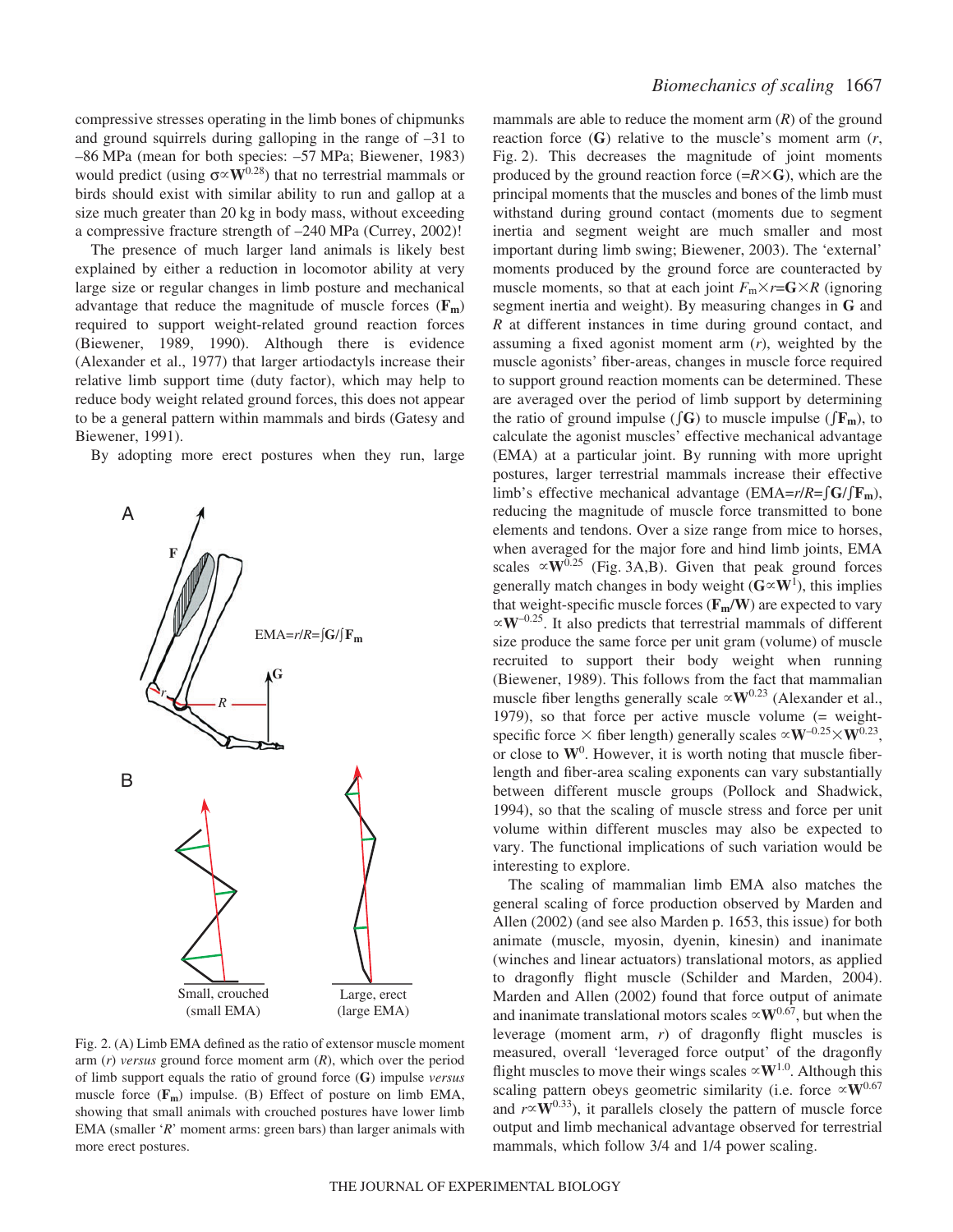compressive stresses operating in the limb bones of chipmunks and ground squirrels during galloping in the range of –31 to –86 MPa (mean for both species: –57 MPa; Biewener, 1983) would predict (using $\sigma \propto \mathbf{W}^{0.28}$) that no terrestrial mammals or birds should exist with similar ability to run and gallop at a size much greater than 20 kg in body mass, without exceeding a compressive fracture strength of –240 MPa (Currey, 2002)!

The presence of much larger land animals is likely best explained by either a reduction in locomotor ability at very large size or regular changes in limb posture and mechanical advantage that reduce the magnitude of muscle forces ($\mathbf{F_m}$) required to support weight-related ground reaction forces (Biewener, 1989, 1990). Although there is evidence (Alexander et al., 1977) that larger artiodactyls increase their relative limb support time (duty factor), which may help to reduce body weight related ground forces, this does not appear to be a general pattern within mammals and birds (Gatesy and Biewener, 1991).

By adopting more erect postures when they run, large mammals are able to reduce the moment arm ($R$) of the ground reaction force ($\mathbf{G}$) relative to the muscle's moment arm ($r$, Fig. 2). This decreases the magnitude of joint moments produced by the ground reaction force ($=R\times\mathbf{G}$), which are the principal moments that the muscles and bones of the limb must withstand during ground contact (moments due to segment inertia and segment weight are much smaller and most important during limb swing; Biewener, 2003). The 'external' moments produced by the ground force are counteracted by muscle moments, so that at each joint $F_m\times r=\mathbf{G}\times R$ (ignoring segment inertia and weight). By measuring changes in $\mathbf{G}$ and $R$ at different instances in time during ground contact, and assuming a fixed agonist moment arm ($r$), weighted by the muscle agonists' fiber-areas, changes in muscle force required to support ground reaction moments can be determined. These are averaged over the period of limb support by determining the ratio of ground impulse ($\int\mathbf{G}$) to muscle impulse ($\int\mathbf{F_m}$), to calculate the agonist muscles' effective mechanical advantage (EMA) at a particular joint. By running with more upright postures, larger terrestrial mammals increase their effective limb's effective mechanical advantage ($\text{EMA}=r/R=\int\mathbf{G}/\int\mathbf{F_m}$), reducing the magnitude of muscle force transmitted to bone elements and tendons. Over a size range from mice to horses, when averaged for the major fore and hind limb joints, EMA scales $\propto\mathbf{W}^{0.25}$ (Fig. 3A,B). Given that peak ground forces generally match changes in body weight ($\mathbf{G}\propto\mathbf{W}^{1}$), this implies that weight-specific muscle forces ($\mathbf{F_m}/\mathbf{W}$) are expected to vary $\propto\mathbf{W}^{-0.25}$. It also predicts that terrestrial mammals of different size produce the same force per unit gram (volume) of muscle recruited to support their body weight when running (Biewener, 1989). This follows from the fact that mammalian muscle fiber lengths generally scale $\propto\mathbf{W}^{0.23}$ (Alexander et al., 1979), so that force per active muscle volume (= weight-specific force $\times$ fiber length) generally scales $\propto\mathbf{W}^{-0.25}\times\mathbf{W}^{0.23}$, or close to $\mathbf{W}^{0}$. However, it is worth noting that muscle fiber-length and fiber-area scaling exponents can vary substantially between different muscle groups (Pollock and Shadwick, 1994), so that the scaling of muscle stress and force per unit volume within different muscles may also be expected to vary. The functional implications of such variation would be interesting to explore.

The scaling of mammalian limb EMA also matches the general scaling of force production observed by Marden and Allen (2002) (and see also Marden p. 1653, this issue) for both animate (muscle, myosin, dyenin, kinesin) and inanimate (winches and linear actuators) translational motors, as applied to dragonfly flight muscle (Schilder and Marden, 2004). Marden and Allen (2002) found that force output of animate and inanimate translational motors scales $\propto\mathbf{W}^{0.67}$, but when the leverage (moment arm, $r$) of dragonfly flight muscles is measured, overall 'leveraged force output' of the dragonfly flight muscles to move their wings scales $\propto\mathbf{W}^{1.0}$. Although this scaling pattern obeys geometric similarity (i.e. force $\propto\mathbf{W}^{0.67}$ and $r\propto\mathbf{W}^{0.33}$), it parallels closely the pattern of muscle force output and limb mechanical advantage observed for terrestrial mammals, which follow 3/4 and 1/4 power scaling.

Fig. 2. (A) Limb EMA defined as the ratio of extensor muscle moment arm ($r$) *versus* ground force moment arm ($R$), which over the period of limb support equals the ratio of ground force ($\mathbf{G}$) impulse *versus* muscle force ($\mathbf{F_m}$) impulse. (B) Effect of posture on limb EMA, showing that small animals with crouched postures have lower limb EMA (smaller '$R$' moment arms: green bars) than larger animals with more erect postures.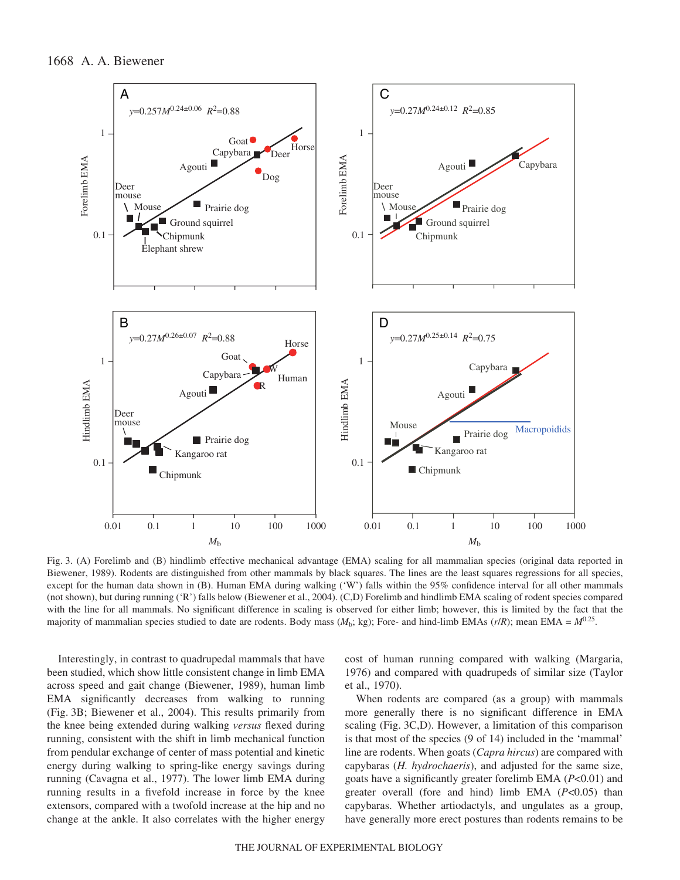Fig. 3. (A) Forelimb and (B) hindlimb effective mechanical advantage (EMA) scaling for all mammalian species (original data reported in Biewener, 1989). Rodents are distinguished from other mammals by black squares. The lines are the least squares regressions for all species, except for the human data shown in (B). Human EMA during walking ('W') falls within the 95% confidence interval for all other mammals (not shown), but during running ('R') falls below (Biewener et al., 2004). (C,D) Forelimb and hindlimb EMA scaling of rodent species compared with the line for all mammals. No significant difference in scaling is observed for either limb; however, this is limited by the fact that the majority of mammalian species studied to date are rodents. Body mass ($M_b$; kg); Fore- and hind-limb EMAs ($r/R$); mean EMA = $M^{0.25}$.

Interestingly, in contrast to quadrupedal mammals that have been studied, which show little consistent change in limb EMA across speed and gait change (Biewener, 1989), human limb EMA significantly decreases from walking to running (Fig. 3B; Biewener et al., 2004). This results primarily from the knee being extended during walking *versus* flexed during running, consistent with the shift in limb mechanical function from pendular exchange of center of mass potential and kinetic energy during walking to spring-like energy savings during running (Cavagna et al., 1977). The lower limb EMA during running results in a fivefold increase in force by the knee extensors, compared with a twofold increase at the hip and no change at the ankle. It also correlates with the higher energy cost of human running compared with walking (Margaria, 1976) and compared with quadrupeds of similar size (Taylor et al., 1970).

When rodents are compared (as a group) with mammals more generally there is no significant difference in EMA scaling (Fig. 3C,D). However, a limitation of this comparison is that most of the species (9 of 14) included in the 'mammal' line are rodents. When goats (*Capra hircus*) are compared with capybaras (*H. hydrochaeris*), and adjusted for the same size, goats have a significantly greater forelimb EMA ($P<0.01$) and greater overall (fore and hind) limb EMA ($P<0.05$) than capybaras. Whether artiodactyls, and ungulates as a group, have generally more erect postures than rodents remains to be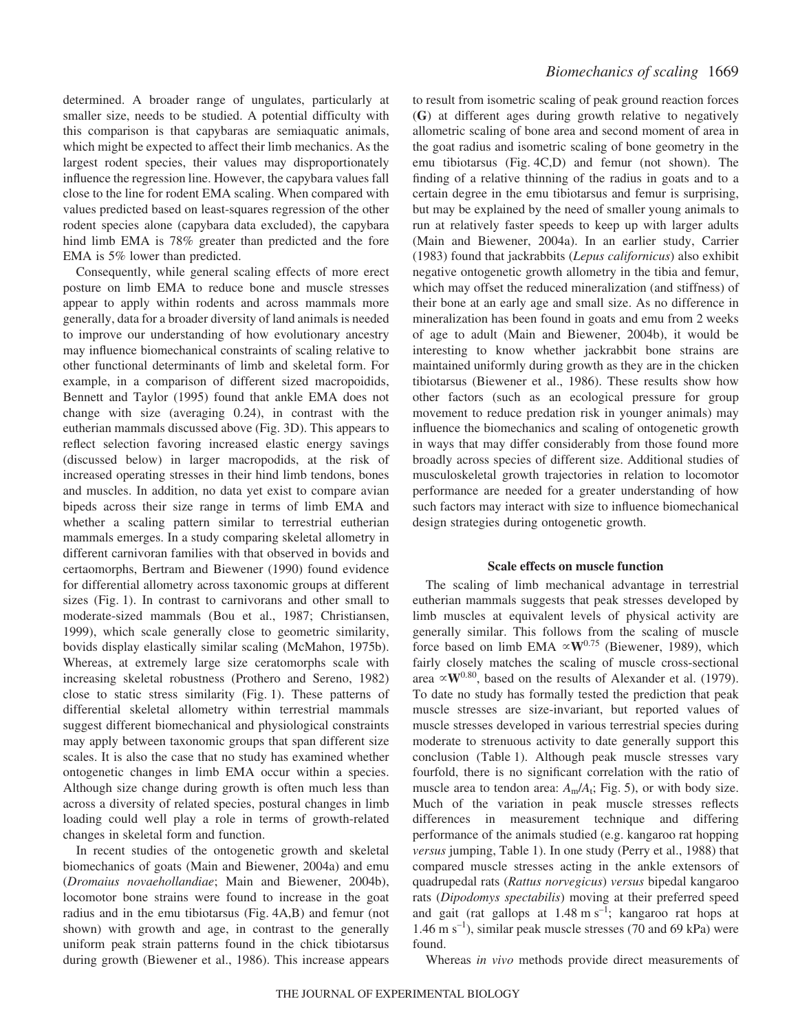determined. A broader range of ungulates, particularly at smaller size, needs to be studied. A potential difficulty with this comparison is that capybaras are semiaquatic animals, which might be expected to affect their limb mechanics. As the largest rodent species, their values may disproportionately influence the regression line. However, the capybara values fall close to the line for rodent EMA scaling. When compared with values predicted based on least-squares regression of the other rodent species alone (capybara data excluded), the capybara hind limb EMA is 78% greater than predicted and the fore EMA is 5% lower than predicted.

Consequently, while general scaling effects of more erect posture on limb EMA to reduce bone and muscle stresses appear to apply within rodents and across mammals more generally, data for a broader diversity of land animals is needed to improve our understanding of how evolutionary ancestry may influence biomechanical constraints of scaling relative to other functional determinants of limb and skeletal form. For example, in a comparison of different sized macropoidids, Bennett and Taylor (1995) found that ankle EMA does not change with size (averaging 0.24), in contrast with the eutherian mammals discussed above (Fig. 3D). This appears to reflect selection favoring increased elastic energy savings (discussed below) in larger macropodids, at the risk of increased operating stresses in their hind limb tendons, bones and muscles. In addition, no data yet exist to compare avian bipeds across their size range in terms of limb EMA and whether a scaling pattern similar to terrestrial eutherian mammals emerges. In a study comparing skeletal allometry in different carnivoran families with that observed in bovids and certaomorphs, Bertram and Biewener (1990) found evidence for differential allometry across taxonomic groups at different sizes (Fig. 1). In contrast to carnivorans and other small to moderate-sized mammals (Bou et al., 1987; Christiansen, 1999), which scale generally close to geometric similarity, bovids display elastically similar scaling (McMahon, 1975b). Whereas, at extremely large size ceratomorphs scale with increasing skeletal robustness (Prothero and Sereno, 1982) close to static stress similarity (Fig. 1). These patterns of differential skeletal allometry within terrestrial mammals suggest different biomechanical and physiological constraints may apply between taxonomic groups that span different size scales. It is also the case that no study has examined whether ontogenetic changes in limb EMA occur within a species. Although size change during growth is often much less than across a diversity of related species, postural changes in limb loading could well play a role in terms of growth-related changes in skeletal form and function.

In recent studies of the ontogenetic growth and skeletal biomechanics of goats (Main and Biewener, 2004a) and emu (*Dromaius novaehollandiae*; Main and Biewener, 2004b), locomotor bone strains were found to increase in the goat radius and in the emu tibiotarsus (Fig. 4A,B) and femur (not shown) with growth and age, in contrast to the generally uniform peak strain patterns found in the chick tibiotarsus during growth (Biewener et al., 1986). This increase appears to result from isometric scaling of peak ground reaction forces (**G**) at different ages during growth relative to negatively allometric scaling of bone area and second moment of area in the goat radius and isometric scaling of bone geometry in the emu tibiotarsus (Fig. 4C,D) and femur (not shown). The finding of a relative thinning of the radius in goats and to a certain degree in the emu tibiotarsus and femur is surprising, but may be explained by the need of smaller young animals to run at relatively faster speeds to keep up with larger adults (Main and Biewener, 2004a). In an earlier study, Carrier (1983) found that jackrabbits (*Lepus californicus*) also exhibit negative ontogenetic growth allometry in the tibia and femur, which may offset the reduced mineralization (and stiffness) of their bone at an early age and small size. As no difference in mineralization has been found in goats and emu from 2 weeks of age to adult (Main and Biewener, 2004b), it would be interesting to know whether jackrabbit bone strains are maintained uniformly during growth as they are in the chicken tibiotarsus (Biewener et al., 1986). These results show how other factors (such as an ecological pressure for group movement to reduce predation risk in younger animals) may influence the biomechanics and scaling of ontogenetic growth in ways that may differ considerably from those found more broadly across species of different size. Additional studies of musculoskeletal growth trajectories in relation to locomotor performance are needed for a greater understanding of how such factors may interact with size to influence biomechanical design strategies during ontogenetic growth.

## Scale effects on muscle function

The scaling of limb mechanical advantage in terrestrial eutherian mammals suggests that peak stresses developed by limb muscles at equivalent levels of physical activity are generally similar. This follows from the scaling of muscle force based on limb EMA $\propto \mathbf{W}^{0.75}$ (Biewener, 1989), which fairly closely matches the scaling of muscle cross-sectional area $\propto \mathbf{W}^{0.80}$, based on the results of Alexander et al. (1979). To date no study has formally tested the prediction that peak muscle stresses are size-invariant, but reported values of muscle stresses developed in various terrestrial species during moderate to strenuous activity to date generally support this conclusion (Table 1). Although peak muscle stresses vary fourfold, there is no significant correlation with the ratio of muscle area to tendon area: $A_m/A_t$; Fig. 5), or with body size. Much of the variation in peak muscle stresses reflects differences in measurement technique and differing performance of the animals studied (e.g. kangaroo rat hopping *versus* jumping, Table 1). In one study (Perry et al., 1988) that compared muscle stresses acting in the ankle extensors of quadrupedal rats (*Rattus norvegicus*) *versus* bipedal kangaroo rats (*Dipodomys spectabilis*) moving at their preferred speed and gait (rat gallops at 1.48 m $s^{-1}$; kangaroo rat hops at 1.46 m $s^{-1}$), similar peak muscle stresses (70 and 69 kPa) were found.

Whereas *in vivo* methods provide direct measurements of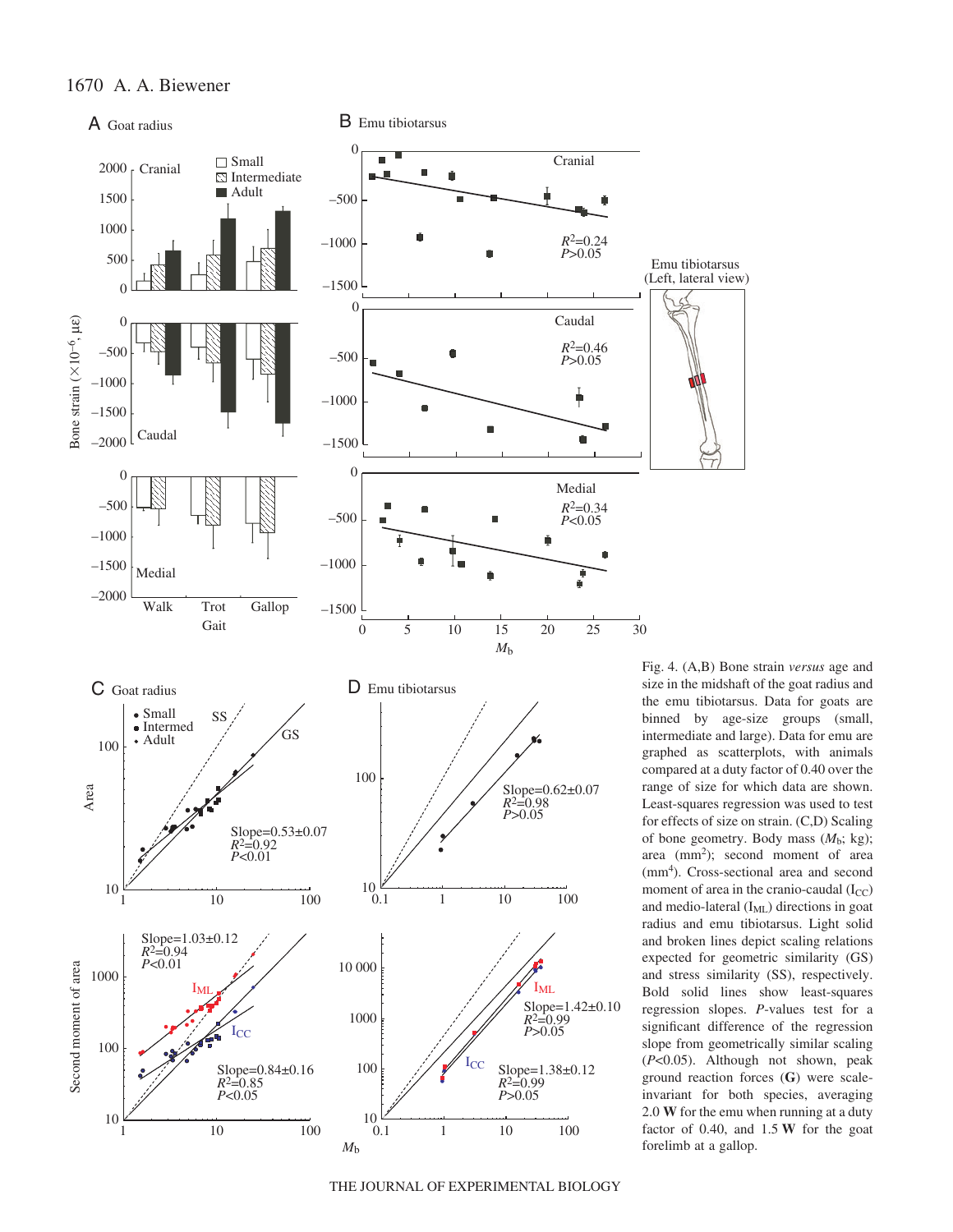Fig. 4. (A,B) Bone strain *versus* age and size in the midshaft of the goat radius and the emu tibiotarsus. Data for goats are binned by age-size groups (small, intermediate and large). Data for emu are graphed as scatterplots, with animals compared at a duty factor of 0.40 over the range of size for which data are shown. Least-squares regression was used to test for effects of size on strain. (C,D) Scaling of bone geometry. Body mass ($M_b$; kg); area (mm$^2$); second moment of area (mm$^4$). Cross-sectional area and second moment of area in the cranio-caudal ($I_{CC}$) and medio-lateral ($I_{ML}$) directions in goat radius and emu tibiotarsus. Light solid and broken lines depict scaling relations expected for geometric similarity (GS) and stress similarity (SS), respectively. Bold solid lines show least-squares regression slopes. *P*-values test for a significant difference of the regression slope from geometrically similar scaling ($P<0.05$). Although not shown, peak ground reaction forces (**G**) were scale-invariant for both species, averaging 2.0 **W** for the emu when running at a duty factor of 0.40, and 1.5 **W** for the goat forelimb at a gallop.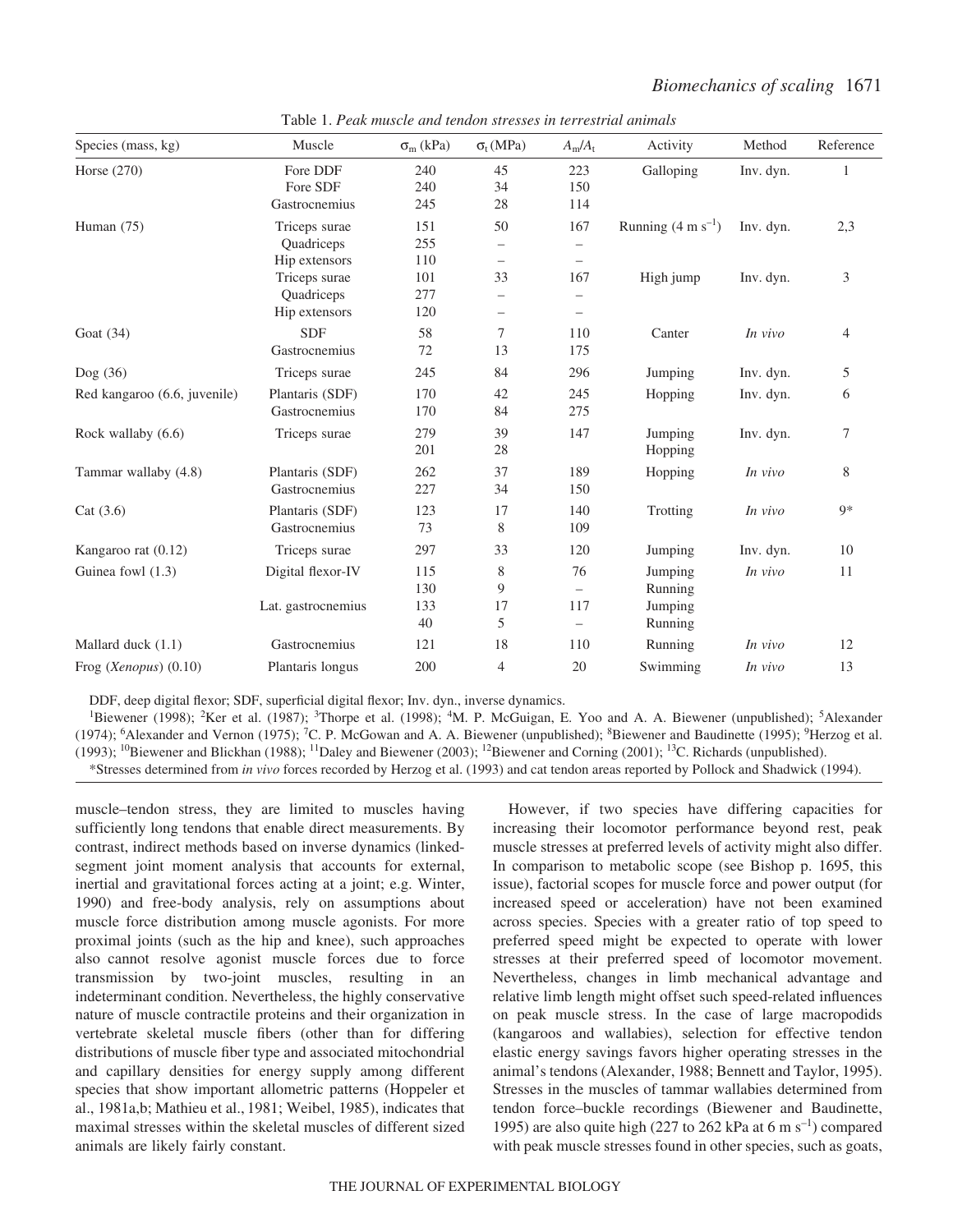Table 1. *Peak muscle and tendon stresses in terrestrial animals*

| Species (mass, kg) | Muscle | $\sigma_m$ (kPa) | $\sigma_t$ (MPa) | $A_m/A_t$ | Activity | Method | Reference |
|---|---|---|---|---|---|---|---|
| Horse (270) | Fore DDF | 240 | 45 | 223 | Galloping | Inv. dyn. | 1 |
| | Fore SDF | 240 | 34 | 150 | | | |
| | Gastrocnemius | 245 | 28 | 114 | | | |
| Human (75) | Triceps surae | 151 | 50 | 167 | Running (4 m s$^{-1}$) | Inv. dyn. | 2,3 |
| | Quadriceps | 255 | – | – | | | |
| | Hip extensors | 110 | – | – | | | |
| | Triceps surae | 101 | 33 | 167 | High jump | Inv. dyn. | 3 |
| | Quadriceps | 277 | – | – | | | |
| | Hip extensors | 120 | – | – | | | |
| Goat (34) | SDF | 58 | 7 | 110 | Canter | *In vivo* | 4 |
| | Gastrocnemius | 72 | 13 | 175 | | | |
| Dog (36) | Triceps surae | 245 | 84 | 296 | Jumping | Inv. dyn. | 5 |
| Red kangaroo (6.6, juvenile) | Plantaris (SDF) | 170 | 42 | 245 | Hopping | Inv. dyn. | 6 |
| | Gastrocnemius | 170 | 84 | 275 | | | |
| Rock wallaby (6.6) | Triceps surae | 279 | 39 | 147 | Jumping | Inv. dyn. | 7 |
| | | 201 | 28 | | Hopping | | |
| Tammar wallaby (4.8) | Plantaris (SDF) | 262 | 37 | 189 | Hopping | *In vivo* | 8 |
| | Gastrocnemius | 227 | 34 | 150 | | | |
| Cat (3.6) | Plantaris (SDF) | 123 | 17 | 140 | Trotting | *In vivo* | 9* |
| | Gastrocnemius | 73 | 8 | 109 | | | |
| Kangaroo rat (0.12) | Triceps surae | 297 | 33 | 120 | Jumping | Inv. dyn. | 10 |
| Guinea fowl (1.3) | Digital flexor-IV | 115 | 8 | 76 | Jumping | *In vivo* | 11 |
| | | 130 | 9 | – | Running | | |
| | Lat. gastrocnemius | 133 | 17 | 117 | Jumping | | |
| | | 40 | 5 | – | Running | | |
| Mallard duck (1.1) | Gastrocnemius | 121 | 18 | 110 | Running | *In vivo* | 12 |
| Frog (*Xenopus*) (0.10) | Plantaris longus | 200 | 4 | 20 | Swimming | *In vivo* | 13 |

DDF, deep digital flexor; SDF, superficial digital flexor; Inv. dyn., inverse dynamics.

[1]Biewener (1998); [2]Ker et al. (1987); [3]Thorpe et al. (1998); [4]M. P. McGuigan, E. Yoo and A. A. Biewener (unpublished); [5]Alexander (1974); [6]Alexander and Vernon (1975); [7]C. P. McGowan and A. A. Biewener (unpublished); [8]Biewener and Baudinette (1995); [9]Herzog et al. (1993); [10]Biewener and Blickhan (1988); [11]Daley and Biewener (2003); [12]Biewener and Corning (2001); [13]C. Richards (unpublished).

*Stresses determined from *in vivo* forces recorded by Herzog et al. (1993) and cat tendon areas reported by Pollock and Shadwick (1994).

muscle–tendon stress, they are limited to muscles having sufficiently long tendons that enable direct measurements. By contrast, indirect methods based on inverse dynamics (linked-segment joint moment analysis that accounts for external, inertial and gravitational forces acting at a joint; e.g. Winter, 1990) and free-body analysis, rely on assumptions about muscle force distribution among muscle agonists. For more proximal joints (such as the hip and knee), such approaches also cannot resolve agonist muscle forces due to force transmission by two-joint muscles, resulting in an indeterminant condition. Nevertheless, the highly conservative nature of muscle contractile proteins and their organization in vertebrate skeletal muscle fibers (other than for differing distributions of muscle fiber type and associated mitochondrial and capillary densities for energy supply among different species that show important allometric patterns (Hoppeler et al., 1981a,b; Mathieu et al., 1981; Weibel, 1985), indicates that maximal stresses within the skeletal muscles of different sized animals are likely fairly constant.

However, if two species have differing capacities for increasing their locomotor performance beyond rest, peak muscle stresses at preferred levels of activity might also differ. In comparison to metabolic scope (see Bishop p. 1695, this issue), factorial scopes for muscle force and power output (for increased speed or acceleration) have not been examined across species. Species with a greater ratio of top speed to preferred speed might be expected to operate with lower stresses at their preferred speed of locomotor movement. Nevertheless, changes in limb mechanical advantage and relative limb length might offset such speed-related influences on peak muscle stress. In the case of large macropodids (kangaroos and wallabies), selection for effective tendon elastic energy savings favors higher operating stresses in the animal's tendons (Alexander, 1988; Bennett and Taylor, 1995). Stresses in the muscles of tammar wallabies determined from tendon force–buckle recordings (Biewener and Baudinette, 1995) are also quite high (227 to 262 kPa at 6 m s$^{-1}$) compared with peak muscle stresses found in other species, such as goats,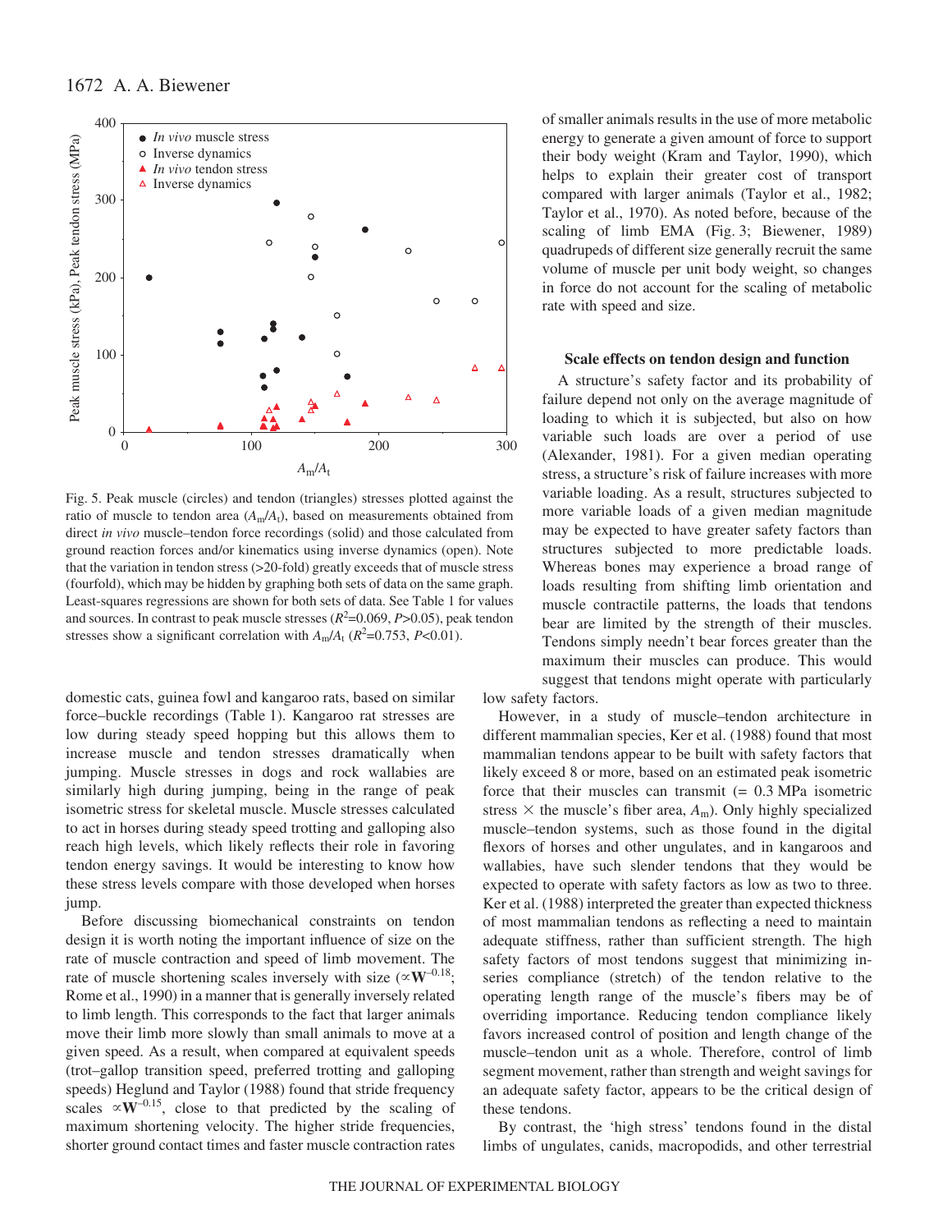Fig. 5. Peak muscle (circles) and tendon (triangles) stresses plotted against the ratio of muscle to tendon area ($A_m/A_t$), based on measurements obtained from direct *in vivo* muscle–tendon force recordings (solid) and those calculated from ground reaction forces and/or kinematics using inverse dynamics (open). Note that the variation in tendon stress (>20-fold) greatly exceeds that of muscle stress (fourfold), which may be hidden by graphing both sets of data on the same graph. Least-squares regressions are shown for both sets of data. See Table 1 for values and sources. In contrast to peak muscle stresses ($R^2$=0.069, $P$>0.05), peak tendon stresses show a significant correlation with $A_m/A_t$ ($R^2$=0.753, $P$<0.01).

domestic cats, guinea fowl and kangaroo rats, based on similar force–buckle recordings (Table 1). Kangaroo rat stresses are low during steady speed hopping but this allows them to increase muscle and tendon stresses dramatically when jumping. Muscle stresses in dogs and rock wallabies are similarly high during jumping, being in the range of peak isometric stress for skeletal muscle. Muscle stresses calculated to act in horses during steady speed trotting and galloping also reach high levels, which likely reflects their role in favoring tendon energy savings. It would be interesting to know how these stress levels compare with those developed when horses jump.

Before discussing biomechanical constraints on tendon design it is worth noting the important influence of size on the rate of muscle contraction and speed of limb movement. The rate of muscle shortening scales inversely with size ($\propto \mathbf{W}^{-0.18}$; Rome et al., 1990) in a manner that is generally inversely related to limb length. This corresponds to the fact that larger animals move their limb more slowly than small animals to move at a given speed. As a result, when compared at equivalent speeds (trot–gallop transition speed, preferred trotting and galloping speeds) Heglund and Taylor (1988) found that stride frequency scales $\propto \mathbf{W}^{-0.15}$, close to that predicted by the scaling of maximum shortening velocity. The higher stride frequencies, shorter ground contact times and faster muscle contraction rates of smaller animals results in the use of more metabolic energy to generate a given amount of force to support their body weight (Kram and Taylor, 1990), which helps to explain their greater cost of transport compared with larger animals (Taylor et al., 1982; Taylor et al., 1970). As noted before, because of the scaling of limb EMA (Fig. 3; Biewener, 1989) quadrupeds of different size generally recruit the same volume of muscle per unit body weight, so changes in force do not account for the scaling of metabolic rate with speed and size.

### Scale effects on tendon design and function

A structure's safety factor and its probability of failure depend not only on the average magnitude of loading to which it is subjected, but also on how variable such loads are over a period of use (Alexander, 1981). For a given median operating stress, a structure's risk of failure increases with more variable loading. As a result, structures subjected to more variable loads of a given median magnitude may be expected to have greater safety factors than structures subjected to more predictable loads. Whereas bones may experience a broad range of loads resulting from shifting limb orientation and muscle contractile patterns, the loads that tendons bear are limited by the strength of their muscles. Tendons simply needn't bear forces greater than the maximum their muscles can produce. This would suggest that tendons might operate with particularly low safety factors.

However, in a study of muscle–tendon architecture in different mammalian species, Ker et al. (1988) found that most mammalian tendons appear to be built with safety factors that likely exceed 8 or more, based on an estimated peak isometric force that their muscles can transmit (= 0.3 MPa isometric stress × the muscle's fiber area, $A_m$). Only highly specialized muscle–tendon systems, such as those found in the digital flexors of horses and other ungulates, and in kangaroos and wallabies, have such slender tendons that they would be expected to operate with safety factors as low as two to three. Ker et al. (1988) interpreted the greater than expected thickness of most mammalian tendons as reflecting a need to maintain adequate stiffness, rather than sufficient strength. The high safety factors of most tendons suggest that minimizing in-series compliance (stretch) of the tendon relative to the operating length range of the muscle's fibers may be of overriding importance. Reducing tendon compliance likely favors increased control of position and length change of the muscle–tendon unit as a whole. Therefore, control of limb segment movement, rather than strength and weight savings for an adequate safety factor, appears to be the critical design of these tendons.

By contrast, the 'high stress' tendons found in the distal limbs of ungulates, canids, macropodids, and other terrestrial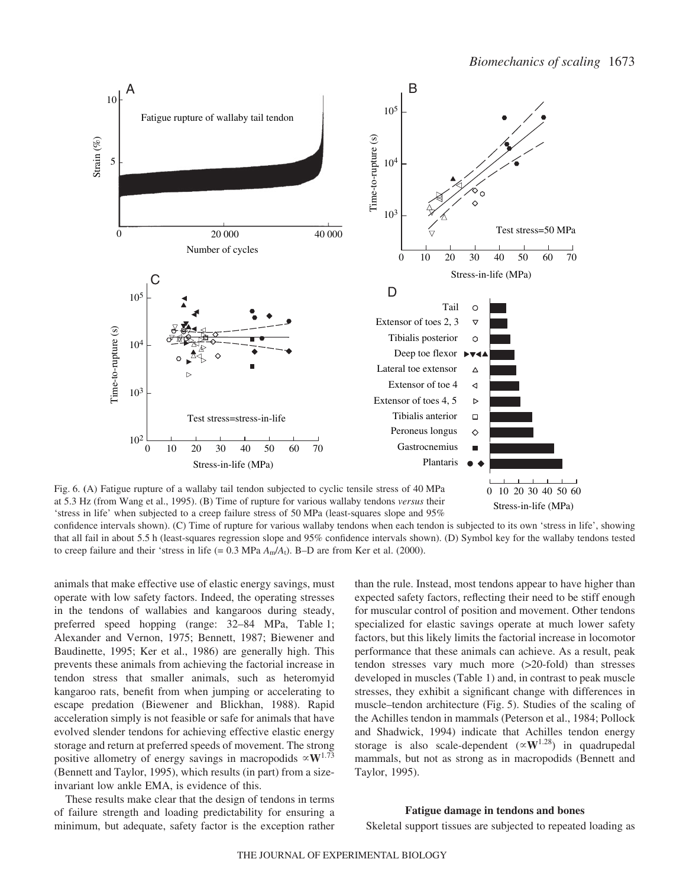Fig. 6. (A) Fatigue rupture of a wallaby tail tendon subjected to cyclic tensile stress of 40 MPa at 5.3 Hz (from Wang et al., 1995). (B) Time of rupture for various wallaby tendons *versus* their 'stress in life' when subjected to a creep failure stress of 50 MPa (least-squares slope and 95% confidence intervals shown). (C) Time of rupture for various wallaby tendons when each tendon is subjected to its own 'stress in life', showing that all fail in about 5.5 h (least-squares regression slope and 95% confidence intervals shown). (D) Symbol key for the wallaby tendons tested to creep failure and their 'stress in life (= 0.3 MPa $A_m/A_t$). B–D are from Ker et al. (2000).

animals that make effective use of elastic energy savings, must operate with low safety factors. Indeed, the operating stresses in the tendons of wallabies and kangaroos during steady, preferred speed hopping (range: 32–84 MPa, Table 1; Alexander and Vernon, 1975; Bennett, 1987; Biewener and Baudinette, 1995; Ker et al., 1986) are generally high. This prevents these animals from achieving the factorial increase in tendon stress that smaller animals, such as heteromyid kangaroo rats, benefit from when jumping or accelerating to escape predation (Biewener and Blickhan, 1988). Rapid acceleration simply is not feasible or safe for animals that have evolved slender tendons for achieving effective elastic energy storage and return at preferred speeds of movement. The strong positive allometry of energy savings in macropodids $\propto \mathbf{W}^{1.73}$ (Bennett and Taylor, 1995), which results (in part) from a size-invariant low ankle EMA, is evidence of this.

These results make clear that the design of tendons in terms of failure strength and loading predictability for ensuring a minimum, but adequate, safety factor is the exception rather than the rule. Instead, most tendons appear to have higher than expected safety factors, reflecting their need to be stiff enough for muscular control of position and movement. Other tendons specialized for elastic savings operate at much lower safety factors, but this likely limits the factorial increase in locomotor performance that these animals can achieve. As a result, peak tendon stresses vary much more (>20-fold) than stresses developed in muscles (Table 1) and, in contrast to peak muscle stresses, they exhibit a significant change with differences in muscle–tendon architecture (Fig. 5). Studies of the scaling of the Achilles tendon in mammals (Peterson et al., 1984; Pollock and Shadwick, 1994) indicate that Achilles tendon energy storage is also scale-dependent ($\propto \mathbf{W}^{1.28}$) in quadrupedal mammals, but not as strong as in macropodids (Bennett and Taylor, 1995).

### Fatigue damage in tendons and bones

Skeletal support tissues are subjected to repeated loading as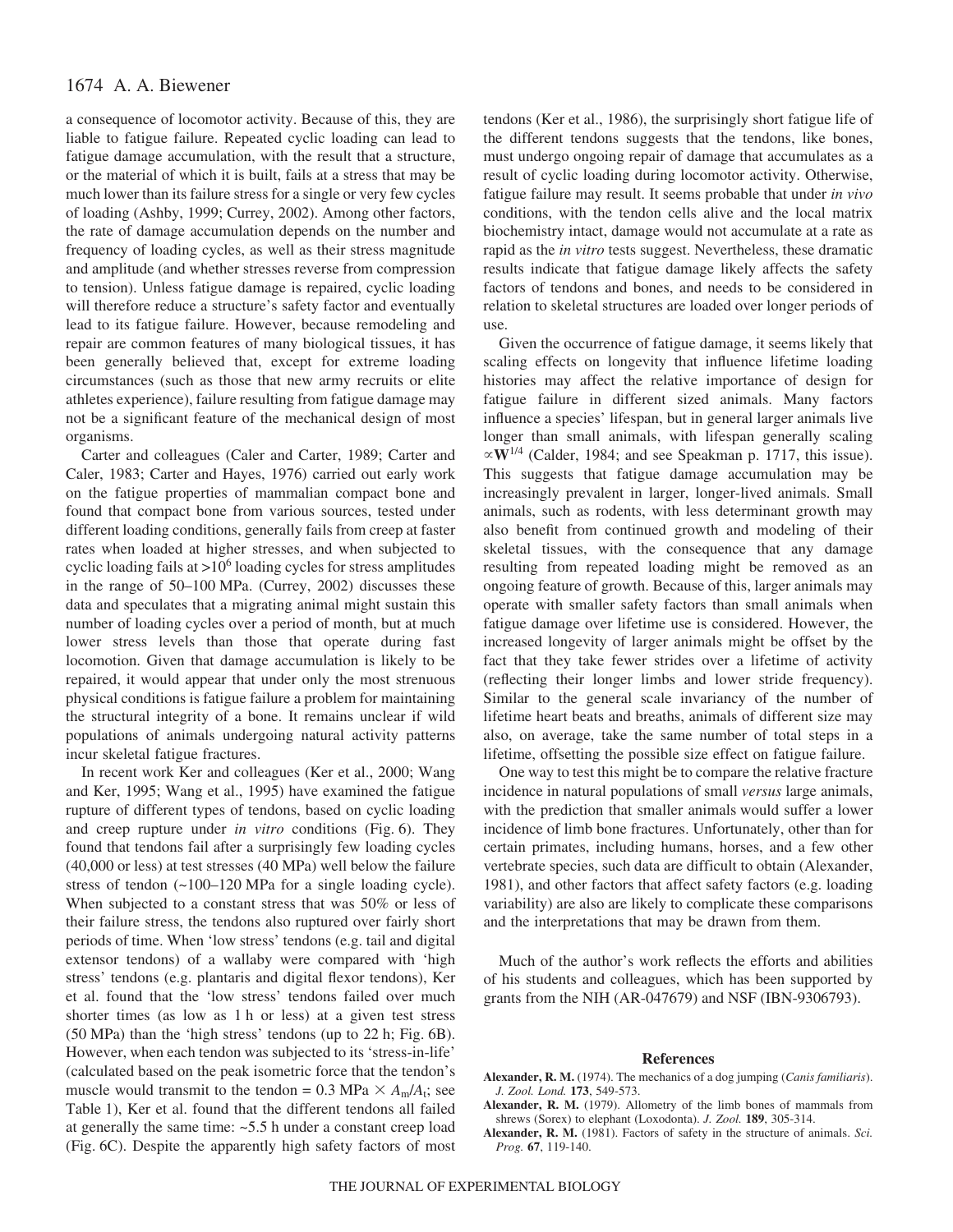a consequence of locomotor activity. Because of this, they are liable to fatigue failure. Repeated cyclic loading can lead to fatigue damage accumulation, with the result that a structure, or the material of which it is built, fails at a stress that may be much lower than its failure stress for a single or very few cycles of loading (Ashby, 1999; Currey, 2002). Among other factors, the rate of damage accumulation depends on the number and frequency of loading cycles, as well as their stress magnitude and amplitude (and whether stresses reverse from compression to tension). Unless fatigue damage is repaired, cyclic loading will therefore reduce a structure's safety factor and eventually lead to its fatigue failure. However, because remodeling and repair are common features of many biological tissues, it has been generally believed that, except for extreme loading circumstances (such as those that new army recruits or elite athletes experience), failure resulting from fatigue damage may not be a significant feature of the mechanical design of most organisms.

Carter and colleagues (Caler and Carter, 1989; Carter and Caler, 1983; Carter and Hayes, 1976) carried out early work on the fatigue properties of mammalian compact bone and found that compact bone from various sources, tested under different loading conditions, generally fails from creep at faster rates when loaded at higher stresses, and when subjected to cyclic loading fails at $>10^6$ loading cycles for stress amplitudes in the range of 50–100 MPa. (Currey, 2002) discusses these data and speculates that a migrating animal might sustain this number of loading cycles over a period of month, but at much lower stress levels than those that operate during fast locomotion. Given that damage accumulation is likely to be repaired, it would appear that under only the most strenuous physical conditions is fatigue failure a problem for maintaining the structural integrity of a bone. It remains unclear if wild populations of animals undergoing natural activity patterns incur skeletal fatigue fractures.

In recent work Ker and colleagues (Ker et al., 2000; Wang and Ker, 1995; Wang et al., 1995) have examined the fatigue rupture of different types of tendons, based on cyclic loading and creep rupture under *in vitro* conditions (Fig. 6). They found that tendons fail after a surprisingly few loading cycles (40,000 or less) at test stresses (40 MPa) well below the failure stress of tendon (~100–120 MPa for a single loading cycle). When subjected to a constant stress that was 50% or less of their failure stress, the tendons also ruptured over fairly short periods of time. When 'low stress' tendons (e.g. tail and digital extensor tendons) of a wallaby were compared with 'high stress' tendons (e.g. plantaris and digital flexor tendons), Ker et al. found that the 'low stress' tendons failed over much shorter times (as low as 1 h or less) at a given test stress (50 MPa) than the 'high stress' tendons (up to 22 h; Fig. 6B). However, when each tendon was subjected to its 'stress-in-life' (calculated based on the peak isometric force that the tendon's muscle would transmit to the tendon = 0.3 MPa $\times$ $A_m/A_t$; see Table 1), Ker et al. found that the different tendons all failed at generally the same time: ~5.5 h under a constant creep load (Fig. 6C). Despite the apparently high safety factors of most tendons (Ker et al., 1986), the surprisingly short fatigue life of the different tendons suggests that the tendons, like bones, must undergo ongoing repair of damage that accumulates as a result of cyclic loading during locomotor activity. Otherwise, fatigue failure may result. It seems probable that under *in vivo* conditions, with the tendon cells alive and the local matrix biochemistry intact, damage would not accumulate at a rate as rapid as the *in vitro* tests suggest. Nevertheless, these dramatic results indicate that fatigue damage likely affects the safety factors of tendons and bones, and needs to be considered in relation to skeletal structures are loaded over longer periods of use.

Given the occurrence of fatigue damage, it seems likely that scaling effects on longevity that influence lifetime loading histories may affect the relative importance of design for fatigue failure in different sized animals. Many factors influence a species' lifespan, but in general larger animals live longer than small animals, with lifespan generally scaling $\propto \mathbf{W}^{1/4}$ (Calder, 1984; and see Speakman p. 1717, this issue). This suggests that fatigue damage accumulation may be increasingly prevalent in larger, longer-lived animals. Small animals, such as rodents, with less determinant growth may also benefit from continued growth and modeling of their skeletal tissues, with the consequence that any damage resulting from repeated loading might be removed as an ongoing feature of growth. Because of this, larger animals may operate with smaller safety factors than small animals when fatigue damage over lifetime use is considered. However, the increased longevity of larger animals might be offset by the fact that they take fewer strides over a lifetime of activity (reflecting their longer limbs and lower stride frequency). Similar to the general scale invariancy of the number of lifetime heart beats and breaths, animals of different size may also, on average, take the same number of total steps in a lifetime, offsetting the possible size effect on fatigue failure.

One way to test this might be to compare the relative fracture incidence in natural populations of small *versus* large animals, with the prediction that smaller animals would suffer a lower incidence of limb bone fractures. Unfortunately, other than for certain primates, including humans, horses, and a few other vertebrate species, such data are difficult to obtain (Alexander, 1981), and other factors that affect safety factors (e.g. loading variability) are also are likely to complicate these comparisons and the interpretations that may be drawn from them.

Much of the author's work reflects the efforts and abilities of his students and colleagues, which has been supported by grants from the NIH (AR-047679) and NSF (IBN-9306793).

## References

**Alexander, R. M.** (1974). The mechanics of a dog jumping (*Canis familiaris*). *J. Zool. Lond.* **173**, 549-573.

**Alexander, R. M.** (1979). Allometry of the limb bones of mammals from shrews (Sorex) to elephant (Loxodonta). *J. Zool.* **189**, 305-314.

**Alexander, R. M.** (1981). Factors of safety in the structure of animals. *Sci. Prog.* **67**, 119-140.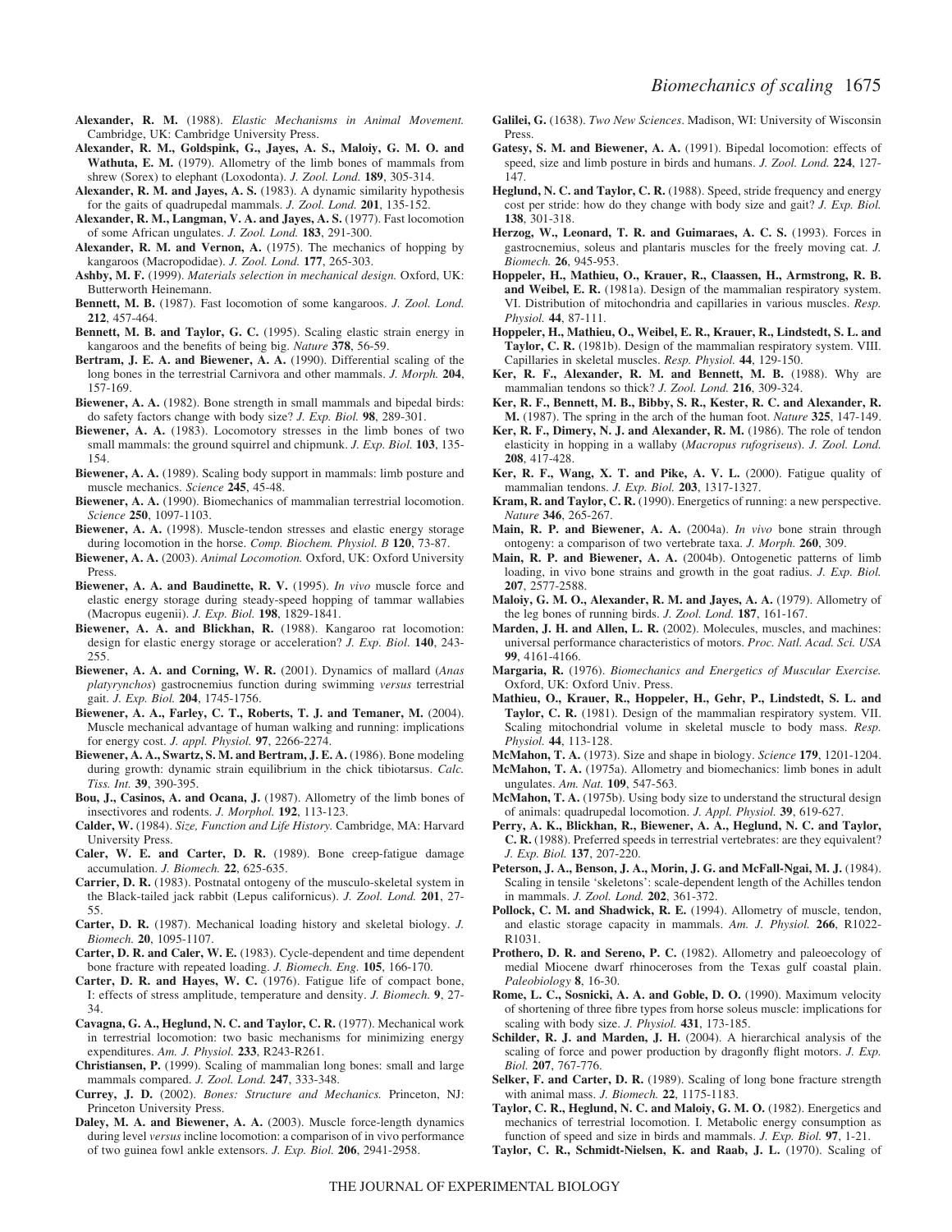**Alexander, R. M.** (1988). *Elastic Mechanisms in Animal Movement.* Cambridge, UK: Cambridge University Press.

**Alexander, R. M., Goldspink, G., Jayes, A. S., Maloiy, G. M. O. and Wathuta, E. M.** (1979). Allometry of the limb bones of mammals from shrew (Sorex) to elephant (Loxodonta). *J. Zool. Lond.* **189**, 305-314.

**Alexander, R. M. and Jayes, A. S.** (1983). A dynamic similarity hypothesis for the gaits of quadrupedal mammals. *J. Zool. Lond.* **201**, 135-152.

**Alexander, R. M., Langman, V. A. and Jayes, A. S.** (1977). Fast locomotion of some African ungulates. *J. Zool. Lond.* **183**, 291-300.

**Alexander, R. M. and Vernon, A.** (1975). The mechanics of hopping by kangaroos (Macropodidae). *J. Zool. Lond.* **177**, 265-303.

**Ashby, M. F.** (1999). *Materials selection in mechanical design.* Oxford, UK: Butterworth Heinemann.

**Bennett, M. B.** (1987). Fast locomotion of some kangaroos. *J. Zool. Lond.* **212**, 457-464.

**Bennett, M. B. and Taylor, G. C.** (1995). Scaling elastic strain energy in kangaroos and the benefits of being big. *Nature* **378**, 56-59.

**Bertram, J. E. A. and Biewener, A. A.** (1990). Differential scaling of the long bones in the terrestrial Carnivora and other mammals. *J. Morph.* **204**, 157-169.

**Biewener, A. A.** (1982). Bone strength in small mammals and bipedal birds: do safety factors change with body size? *J. Exp. Biol.* **98**, 289-301.

**Biewener, A. A.** (1983). Locomotory stresses in the limb bones of two small mammals: the ground squirrel and chipmunk. *J. Exp. Biol.* **103**, 135-154.

**Biewener, A. A.** (1989). Scaling body support in mammals: limb posture and muscle mechanics. *Science* **245**, 45-48.

**Biewener, A. A.** (1990). Biomechanics of mammalian terrestrial locomotion. *Science* **250**, 1097-1103.

**Biewener, A. A.** (1998). Muscle-tendon stresses and elastic energy storage during locomotion in the horse. *Comp. Biochem. Physiol. B* **120**, 73-87.

**Biewener, A. A.** (2003). *Animal Locomotion.* Oxford, UK: Oxford University Press.

**Biewener, A. A. and Baudinette, R. V.** (1995). *In vivo* muscle force and elastic energy storage during steady-speed hopping of tammar wallabies (Macropus eugenii). *J. Exp. Biol.* **198**, 1829-1841.

**Biewener, A. A. and Blickhan, R.** (1988). Kangaroo rat locomotion: design for elastic energy storage or acceleration? *J. Exp. Biol.* **140**, 243-255.

**Biewener, A. A. and Corning, W. R.** (2001). Dynamics of mallard (*Anas platyrynchos*) gastrocnemius function during swimming *versus* terrestrial gait. *J. Exp. Biol.* **204**, 1745-1756.

**Biewener, A. A., Farley, C. T., Roberts, T. J. and Temaner, M.** (2004). Muscle mechanical advantage of human walking and running: implications for energy cost. *J. appl. Physiol.* **97**, 2266-2274.

**Biewener, A. A., Swartz, S. M. and Bertram, J. E. A.** (1986). Bone modeling during growth: dynamic strain equilibrium in the chick tibiotarsus. *Calc. Tiss. Int.* **39**, 390-395.

**Bou, J., Casinos, A. and Ocana, J.** (1987). Allometry of the limb bones of insectivores and rodents. *J. Morphol.* **192**, 113-123.

**Calder, W.** (1984). *Size, Function and Life History.* Cambridge, MA: Harvard University Press.

**Caler, W. E. and Carter, D. R.** (1989). Bone creep-fatigue damage accumulation. *J. Biomech.* **22**, 625-635.

**Carrier, D. R.** (1983). Postnatal ontogeny of the musculo-skeletal system in the Black-tailed jack rabbit (Lepus californicus). *J. Zool. Lond.* **201**, 27-55.

**Carter, D. R.** (1987). Mechanical loading history and skeletal biology. *J. Biomech.* **20**, 1095-1107.

**Carter, D. R. and Caler, W. E.** (1983). Cycle-dependent and time dependent bone fracture with repeated loading. *J. Biomech. Eng.* **105**, 166-170.

**Carter, D. R. and Hayes, W. C.** (1976). Fatigue life of compact bone, I: effects of stress amplitude, temperature and density. *J. Biomech.* **9**, 27-34.

**Cavagna, G. A., Heglund, N. C. and Taylor, C. R.** (1977). Mechanical work in terrestrial locomotion: two basic mechanisms for minimizing energy expenditures. *Am. J. Physiol.* **233**, R243-R261.

**Christiansen, P.** (1999). Scaling of mammalian long bones: small and large mammals compared. *J. Zool. Lond.* **247**, 333-348.

**Currey, J. D.** (2002). *Bones: Structure and Mechanics.* Princeton, NJ: Princeton University Press.

**Daley, M. A. and Biewener, A. A.** (2003). Muscle force-length dynamics during level *versus* incline locomotion: a comparison of in vivo performance of two guinea fowl ankle extensors. *J. Exp. Biol.* **206**, 2941-2958.

**Galilei, G.** (1638). *Two New Sciences*. Madison, WI: University of Wisconsin Press.

**Gatesy, S. M. and Biewener, A. A.** (1991). Bipedal locomotion: effects of speed, size and limb posture in birds and humans. *J. Zool. Lond.* **224**, 127-147.

**Heglund, N. C. and Taylor, C. R.** (1988). Speed, stride frequency and energy cost per stride: how do they change with body size and gait? *J. Exp. Biol.* **138**, 301-318.

**Herzog, W., Leonard, T. R. and Guimaraes, A. C. S.** (1993). Forces in gastrocnemius, soleus and plantaris muscles for the freely moving cat. *J. Biomech.* **26**, 945-953.

**Hoppeler, H., Mathieu, O., Krauer, R., Claassen, H., Armstrong, R. B. and Weibel, E. R.** (1981a). Design of the mammalian respiratory system. VI. Distribution of mitochondria and capillaries in various muscles. *Resp. Physiol.* **44**, 87-111.

**Hoppeler, H., Mathieu, O., Weibel, E. R., Krauer, R., Lindstedt, S. L. and Taylor, C. R.** (1981b). Design of the mammalian respiratory system. VIII. Capillaries in skeletal muscles. *Resp. Physiol.* **44**, 129-150.

**Ker, R. F., Alexander, R. M. and Bennett, M. B.** (1988). Why are mammalian tendons so thick? *J. Zool. Lond.* **216**, 309-324.

**Ker, R. F., Bennett, M. B., Bibby, S. R., Kester, R. C. and Alexander, R. M.** (1987). The spring in the arch of the human foot. *Nature* **325**, 147-149.

**Ker, R. F., Dimery, N. J. and Alexander, R. M.** (1986). The role of tendon elasticity in hopping in a wallaby (*Macropus rufogriseus*). *J. Zool. Lond.* **208**, 417-428.

**Ker, R. F., Wang, X. T. and Pike, A. V. L.** (2000). Fatigue quality of mammalian tendons. *J. Exp. Biol.* **203**, 1317-1327.

**Kram, R. and Taylor, C. R.** (1990). Energetics of running: a new perspective. *Nature* **346**, 265-267.

**Main, R. P. and Biewener, A. A.** (2004a). *In vivo* bone strain through ontogeny: a comparison of two vertebrate taxa. *J. Morph.* **260**, 309.

**Main, R. P. and Biewener, A. A.** (2004b). Ontogenetic patterns of limb loading, in vivo bone strains and growth in the goat radius. *J. Exp. Biol.* **207**, 2577-2588.

**Maloiy, G. M. O., Alexander, R. M. and Jayes, A. A.** (1979). Allometry of the leg bones of running birds. *J. Zool. Lond.* **187**, 161-167.

**Marden, J. H. and Allen, L. R.** (2002). Molecules, muscles, and machines: universal performance characteristics of motors. *Proc. Natl. Acad. Sci. USA* **99**, 4161-4166.

**Margaria, R.** (1976). *Biomechanics and Energetics of Muscular Exercise.* Oxford, UK: Oxford Univ. Press.

**Mathieu, O., Krauer, R., Hoppeler, H., Gehr, P., Lindstedt, S. L. and Taylor, C. R.** (1981). Design of the mammalian respiratory system. VII. Scaling mitochondrial volume in skeletal muscle to body mass. *Resp. Physiol.* **44**, 113-128.

**McMahon, T. A.** (1973). Size and shape in biology. *Science* **179**, 1201-1204.

**McMahon, T. A.** (1975a). Allometry and biomechanics: limb bones in adult ungulates. *Am. Nat.* **109**, 547-563.

**McMahon, T. A.** (1975b). Using body size to understand the structural design of animals: quadrupedal locomotion. *J. Appl. Physiol.* **39**, 619-627.

**Perry, A. K., Blickhan, R., Biewener, A. A., Heglund, N. C. and Taylor, C. R.** (1988). Preferred speeds in terrestrial vertebrates: are they equivalent? *J. Exp. Biol.* **137**, 207-220.

**Peterson, J. A., Benson, J. A., Morin, J. G. and McFall-Ngai, M. J.** (1984). Scaling in tensile 'skeletons': scale-dependent length of the Achilles tendon in mammals. *J. Zool. Lond.* **202**, 361-372.

**Pollock, C. M. and Shadwick, R. E.** (1994). Allometry of muscle, tendon, and elastic storage capacity in mammals. *Am. J. Physiol.* **266**, R1022-R1031.

**Prothero, D. R. and Sereno, P. C.** (1982). Allometry and paleoecology of medial Miocene dwarf rhinoceroses from the Texas gulf coastal plain. *Paleobiology* **8**, 16-30.

**Rome, L. C., Sosnicki, A. A. and Goble, D. O.** (1990). Maximum velocity of shortening of three fibre types from horse soleus muscle: implications for scaling with body size. *J. Physiol.* **431**, 173-185.

**Schilder, R. J. and Marden, J. H.** (2004). A hierarchical analysis of the scaling of force and power production by dragonfly flight motors. *J. Exp. Biol.* **207**, 767-776.

**Selker, F. and Carter, D. R.** (1989). Scaling of long bone fracture strength with animal mass. *J. Biomech.* **22**, 1175-1183.

**Taylor, C. R., Heglund, N. C. and Maloiy, G. M. O.** (1982). Energetics and mechanics of terrestrial locomotion. I. Metabolic energy consumption as function of speed and size in birds and mammals. *J. Exp. Biol.* **97**, 1-21.

**Taylor, C. R., Schmidt-Nielsen, K. and Raab, J. L.** (1970). Scaling of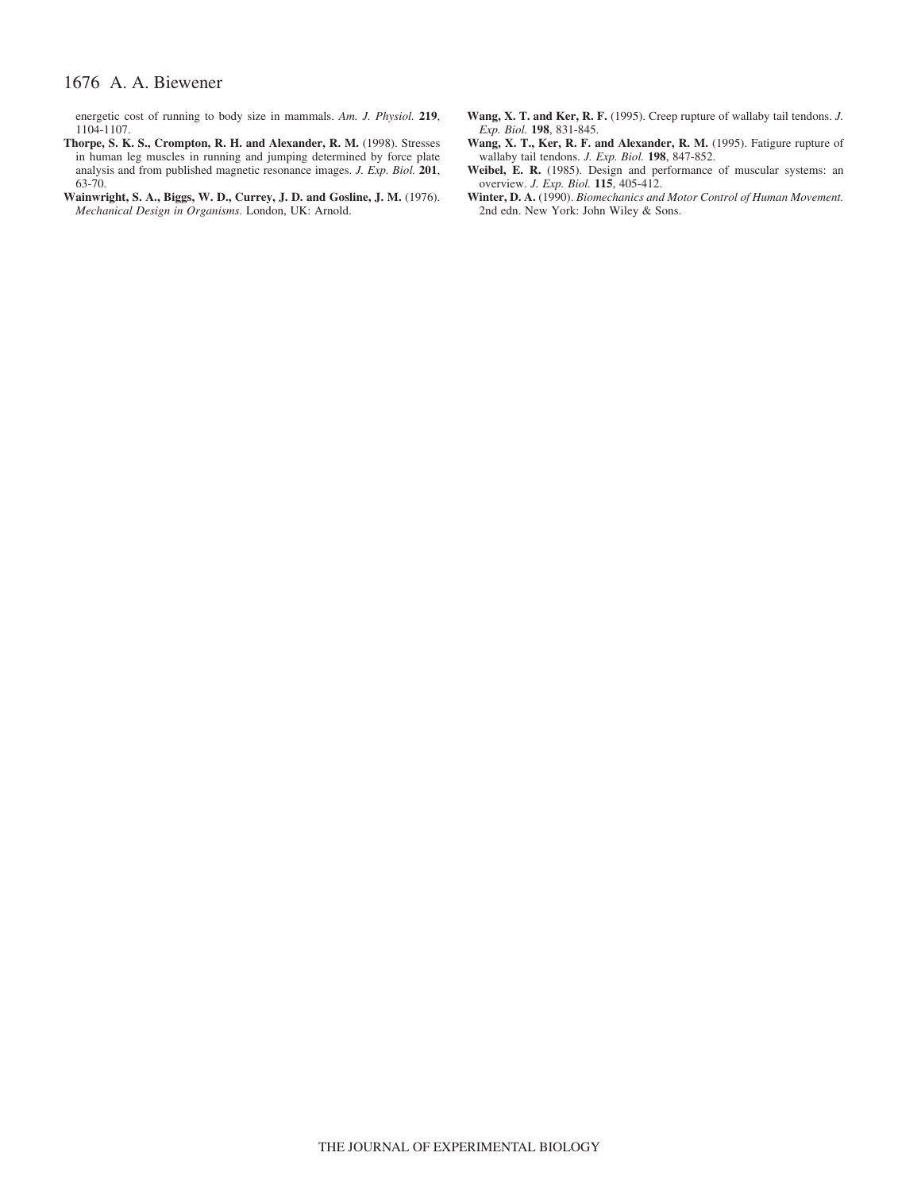energetic cost of running to body size in mammals. *Am. J. Physiol.* **219**, 1104-1107.

**Thorpe, S. K. S., Crompton, R. H. and Alexander, R. M.** (1998). Stresses in human leg muscles in running and jumping determined by force plate analysis and from published magnetic resonance images. *J. Exp. Biol.* **201**, 63-70.

**Wainwright, S. A., Biggs, W. D., Currey, J. D. and Gosline, J. M.** (1976). *Mechanical Design in Organisms*. London, UK: Arnold.

**Wang, X. T. and Ker, R. F.** (1995). Creep rupture of wallaby tail tendons. *J. Exp. Biol.* **198**, 831-845.

**Wang, X. T., Ker, R. F. and Alexander, R. M.** (1995). Fatigure rupture of wallaby tail tendons. *J. Exp. Biol.* **198**, 847-852.

**Weibel, E. R.** (1985). Design and performance of muscular systems: an overview. *J. Exp. Biol.* **115**, 405-412.

**Winter, D. A.** (1990). *Biomechanics and Motor Control of Human Movement.* 2nd edn. New York: John Wiley & Sons.